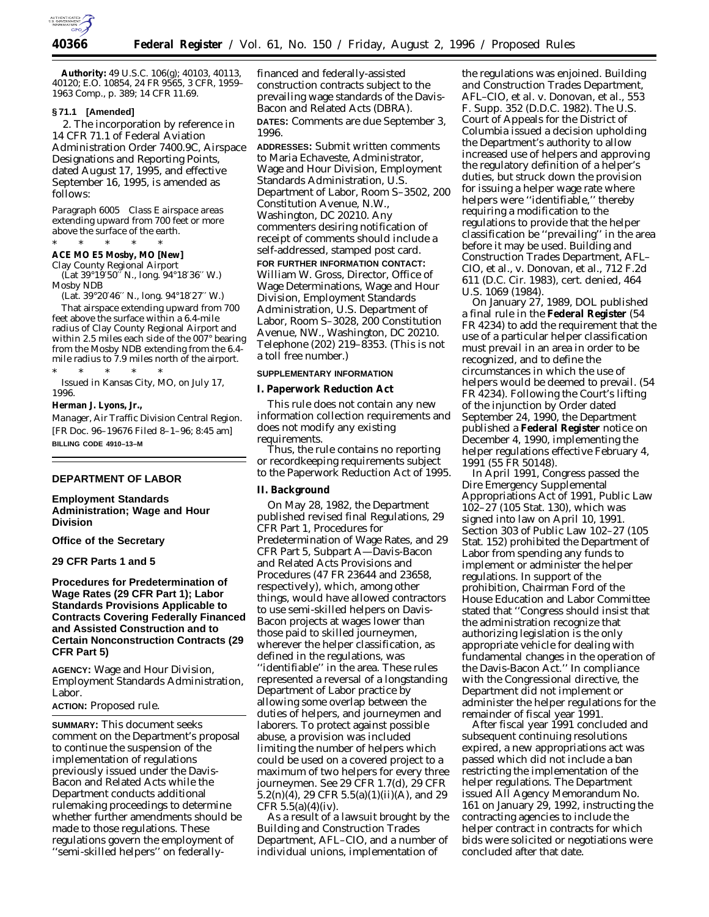**Authority:** 49 U.S.C. 106(g); 40103, 40113, 40120; E.O. 10854, 24 FR 9565, 3 CFR, 1959–1963 Comp., p. 389; 14 CFR 11.69.

**§ 71.1 [Amended]**

2. The incorporation by reference in 14 CFR 71.1 of Federal Aviation Administration Order 7400.9C, Airspace Designations and Reporting Points, dated August 17, 1995, and effective September 16, 1995, is amended as follows:

*Paragraph 6005 Class E airspace areas extending upward from 700 feet or more above the surface of the earth.*

\* \* \* \* \*

**ACE MO E5 Mosby, MO [New]**

Clay County Regional Airport
(Lat 39°19′50″ N., long. 94°18′36″ W.)
Mosby NDB
(Lat. 39°20′46″ N., long. 94°18′27″ W.)

That airspace extending upward from 700 feet above the surface within a 6.4-mile radius of Clay County Regional Airport and within 2.5 miles each side of the 007° bearing from the Mosby NDB extending from the 6.4-mile radius to 7.9 miles north of the airport.

\* \* \* \* \*

Issued in Kansas City, MO, on July 17, 1996.

**Herman J. Lyons, Jr.,**

*Manager, Air Traffic Division Central Region.*

[FR Doc. 96–19676 Filed 8–1–96; 8:45 am]

**BILLING CODE 4910–13–M**

---

## DEPARTMENT OF LABOR

### Employment Standards Administration; Wage and Hour Division

### Office of the Secretary

### 29 CFR Parts 1 and 5

### Procedures for Predetermination of Wage Rates (29 CFR Part 1); Labor Standards Provisions Applicable to Contracts Covering Federally Financed and Assisted Construction and to Certain Nonconstruction Contracts (29 CFR Part 5)

**AGENCY:** Wage and Hour Division, Employment Standards Administration, Labor.

**ACTION:** Proposed rule.

**SUMMARY:** This document seeks comment on the Department's proposal to continue the suspension of the implementation of regulations previously issued under the Davis-Bacon and Related Acts while the Department conducts additional rulemaking proceedings to determine whether further amendments should be made to those regulations. These regulations govern the employment of ''semi-skilled helpers'' on federally-financed and federally-assisted construction contracts subject to the prevailing wage standards of the Davis-Bacon and Related Acts (DBRA).

**DATES:** Comments are due September 3, 1996.

**ADDRESSES:** Submit written comments to Maria Echaveste, Administrator, Wage and Hour Division, Employment Standards Administration, U.S. Department of Labor, Room S–3502, 200 Constitution Avenue, N.W., Washington, DC 20210. Any commenters desiring notification of receipt of comments should include a self-addressed, stamped post card.

**FOR FURTHER INFORMATION CONTACT:** William W. Gross, Director, Office of Wage Determinations, Wage and Hour Division, Employment Standards Administration, U.S. Department of Labor, Room S–3028, 200 Constitution Avenue, NW., Washington, DC 20210. Telephone (202) 219–8353. (This is not a toll free number.)

**SUPPLEMENTARY INFORMATION**

**I. Paperwork Reduction Act**

This rule does not contain any new information collection requirements and does not modify any existing requirements.

Thus, the rule contains no reporting or recordkeeping requirements subject to the Paperwork Reduction Act of 1995.

**II. Background**

On May 28, 1982, the Department published revised final Regulations, 29 CFR Part 1, Procedures for Predetermination of Wage Rates, and 29 CFR Part 5, Subpart A—Davis-Bacon and Related Acts Provisions and Procedures (47 FR 23644 and 23658, respectively), which, among other things, would have allowed contractors to use semi-skilled helpers on Davis-Bacon projects at wages lower than those paid to skilled journeymen, wherever the helper classification, as defined in the regulations, was ''identifiable'' in the area. These rules represented a reversal of a longstanding Department of Labor practice by allowing some overlap between the duties of helpers, and journeymen and laborers. To protect against possible abuse, a provision was included limiting the number of helpers which could be used on a covered project to a maximum of two helpers for every three journeymen. See 29 CFR 1.7(d), 29 CFR 5.2(n)(4), 29 CFR 5.5(a)(1)(ii)(A), and 29 CFR 5.5(a)(4)(iv).

As a result of a lawsuit brought by the Building and Construction Trades Department, AFL–CIO, and a number of individual unions, implementation of the regulations was enjoined. *Building and Construction Trades Department, AFL–CIO, et al.* v. *Donovan, et al.*, 553 F. Supp. 352 (D.D.C. 1982). The U.S. Court of Appeals for the District of Columbia issued a decision upholding the Department's authority to allow increased use of helpers and approving the regulatory definition of a helper's duties, but struck down the provision for issuing a helper wage rate where helpers were ''identifiable,'' thereby requiring a modification to the regulations to provide that the helper classification be ''prevailing'' in the area before it may be used. *Building and Construction Trades Department, AFL–CIO, et al.,* v. *Donovan, et al.*, 712 F.2d 611 (D.C. Cir. 1983), *cert. denied*, 464 U.S. 1069 (1984).

On January 27, 1989, DOL published a final rule in the **Federal Register** (54 FR 4234) to add the requirement that the use of a particular helper classification must prevail in an area in order to be recognized, and to define the circumstances in which the use of helpers would be deemed to prevail. (54 FR 4234). Following the Court's lifting of the injunction by Order dated September 24, 1990, the Department published a **Federal Register** notice on December 4, 1990, implementing the helper regulations effective February 4, 1991 (55 FR 50148).

In April 1991, Congress passed the Dire Emergency Supplemental Appropriations Act of 1991, Public Law 102–27 (105 Stat. 130), which was signed into law on April 10, 1991. Section 303 of Public Law 102–27 (105 Stat. 152) prohibited the Department of Labor from spending any funds to implement or administer the helper regulations. In support of the prohibition, Chairman Ford of the House Education and Labor Committee stated that ''Congress should insist that the administration recognize that authorizing legislation is the only appropriate vehicle for dealing with fundamental changes in the operation of the Davis-Bacon Act.'' In compliance with the Congressional directive, the Department did not implement or administer the helper regulations for the remainder of fiscal year 1991.

After fiscal year 1991 concluded and subsequent continuing resolutions expired, a new appropriations act was passed which did not include a ban restricting the implementation of the helper regulations. The Department issued All Agency Memorandum No. 161 on January 29, 1992, instructing the contracting agencies to include the helper contract in contracts for which bids were solicited or negotiations were concluded after that date.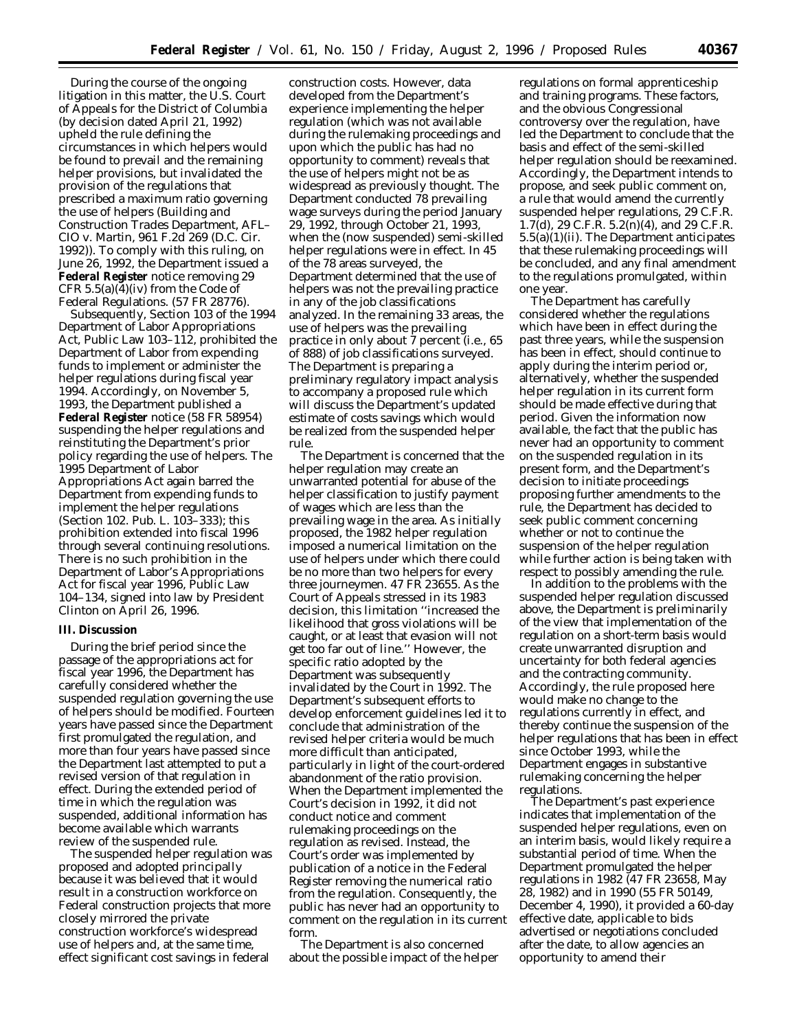During the course of the ongoing litigation in this matter, the U.S. Court of Appeals for the District of Columbia (by decision dated April 21, 1992) upheld the rule defining the circumstances in which helpers would be found to prevail and the remaining helper provisions, but invalidated the provision of the regulations that prescribed a maximum ratio governing the use of helpers (*Building and Construction Trades Department, AFL–CIO v. Martin,* 961 F.2d 269 (D.C. Cir. 1992)). To comply with this ruling, on June 26, 1992, the Department issued a **Federal Register** notice removing 29 CFR 5.5(a)(4)(iv) from the Code of Federal Regulations. (57 FR 28776).

Subsequently, Section 103 of the 1994 Department of Labor Appropriations Act, Public Law 103–112, prohibited the Department of Labor from expending funds to implement or administer the helper regulations during fiscal year 1994. Accordingly, on November 5, 1993, the Department published a **Federal Register** notice (58 FR 58954) suspending the helper regulations and reinstituting the Department's prior policy regarding the use of helpers. The 1995 Department of Labor Appropriations Act again barred the Department from expending funds to implement the helper regulations (Section 102. Pub. L. 103–333); this prohibition extended into fiscal 1996 through several continuing resolutions. There is no such prohibition in the Department of Labor's Appropriations Act for fiscal year 1996, Public Law 104–134, signed into law by President Clinton on April 26, 1996.

## III. Discussion

During the brief period since the passage of the appropriations act for fiscal year 1996, the Department has carefully considered whether the suspended regulation governing the use of helpers should be modified. Fourteen years have passed since the Department first promulgated the regulation, and more than four years have passed since the Department last attempted to put a revised version of that regulation in effect. During the extended period of time in which the regulation was suspended, additional information has become available which warrants review of the suspended rule.

The suspended helper regulation was proposed and adopted principally because it was believed that it would result in a construction workforce on Federal construction projects that more closely mirrored the private construction workforce's widespread use of helpers and, at the same time, effect significant cost savings in federal construction costs. However, data developed from the Department's experience implementing the helper regulation (which was not available during the rulemaking proceedings and upon which the public has had no opportunity to comment) reveals that the use of helpers might not be as widespread as previously thought. The Department conducted 78 prevailing wage surveys during the period January 29, 1992, through October 21, 1993, when the (now suspended) semi-skilled helper regulations were in effect. In 45 of the 78 areas surveyed, the Department determined that the use of helpers was not the prevailing practice in any of the job classifications analyzed. In the remaining 33 areas, the use of helpers was the prevailing practice in only about 7 percent (i.e., 65 of 888) of job classifications surveyed. The Department is preparing a preliminary regulatory impact analysis to accompany a proposed rule which will discuss the Department's updated estimate of costs savings which would be realized from the suspended helper rule.

The Department is concerned that the helper regulation may create an unwarranted potential for abuse of the helper classification to justify payment of wages which are less than the prevailing wage in the area. As initially proposed, the 1982 helper regulation imposed a numerical limitation on the use of helpers under which there could be no more than two helpers for every three journeymen. 47 FR 23655. As the Court of Appeals stressed in its 1983 decision, this limitation "increased the likelihood that gross violations will be caught, or at least that evasion will not get too far out of line." However, the specific ratio adopted by the Department was subsequently invalidated by the Court in 1992. The Department's subsequent efforts to develop enforcement guidelines led it to conclude that administration of the revised helper criteria would be much more difficult than anticipated, particularly in light of the court-ordered abandonment of the ratio provision. When the Department implemented the Court's decision in 1992, it did not conduct notice and comment rulemaking proceedings on the regulation as revised. Instead, the Court's order was implemented by publication of a notice in the Federal Register removing the numerical ratio from the regulation. Consequently, the public has never had an opportunity to comment on the regulation in its current form.

The Department is also concerned about the possible impact of the helper regulations on formal apprenticeship and training programs. These factors, and the obvious Congressional controversy over the regulation, have led the Department to conclude that the basis and effect of the semi-skilled helper regulation should be reexamined. Accordingly, the Department intends to propose, and seek public comment on, a rule that would amend the currently suspended helper regulations, 29 C.F.R. 1.7(d), 29 C.F.R. 5.2(n)(4), and 29 C.F.R. 5.5(a)(1)(ii). The Department anticipates that these rulemaking proceedings will be concluded, and any final amendment to the regulations promulgated, within one year.

The Department has carefully considered whether the regulations which have been in effect during the past three years, while the suspension has been in effect, should continue to apply during the interim period or, alternatively, whether the suspended helper regulation in its current form should be made effective during that period. Given the information now available, the fact that the public has never had an opportunity to comment on the suspended regulation in its present form, and the Department's decision to initiate proceedings proposing further amendments to the rule, the Department has decided to seek public comment concerning whether or not to continue the suspension of the helper regulation while further action is being taken with respect to possibly amending the rule.

In addition to the problems with the suspended helper regulation discussed above, the Department is preliminarily of the view that implementation of the regulation on a short-term basis would create unwarranted disruption and uncertainty for both federal agencies and the contracting community. Accordingly, the rule proposed here would make no change to the regulations currently in effect, and thereby continue the suspension of the helper regulations that has been in effect since October 1993, while the Department engages in substantive rulemaking concerning the helper regulations.

The Department's past experience indicates that implementation of the suspended helper regulations, even on an interim basis, would likely require a substantial period of time. When the Department promulgated the helper regulations in 1982 (47 FR 23658, May 28, 1982) and in 1990 (55 FR 50149, December 4, 1990), it provided a 60-day effective date, applicable to bids advertised or negotiations concluded after the date, to allow agencies an opportunity to amend their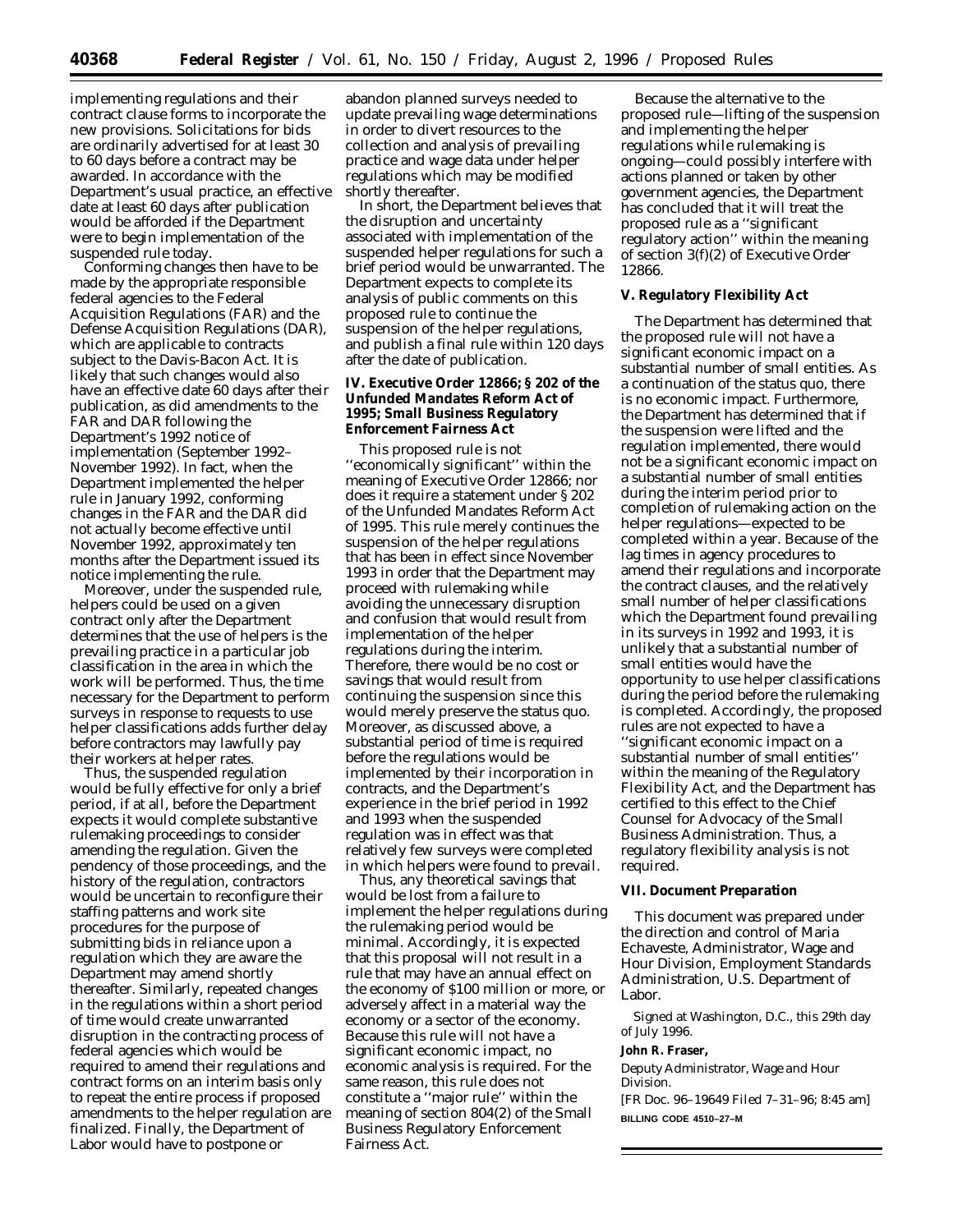implementing regulations and their contract clause forms to incorporate the new provisions. Solicitations for bids are ordinarily advertised for at least 30 to 60 days before a contract may be awarded. In accordance with the Department's usual practice, an effective date at least 60 days after publication would be afforded if the Department were to begin implementation of the suspended rule today.

Conforming changes then have to be made by the appropriate responsible federal agencies to the Federal Acquisition Regulations (FAR) and the Defense Acquisition Regulations (DAR), which are applicable to contracts subject to the Davis-Bacon Act. It is likely that such changes would also have an effective date 60 days after their publication, as did amendments to the FAR and DAR following the Department's 1992 notice of implementation (September 1992–November 1992). In fact, when the Department implemented the helper rule in January 1992, conforming changes in the FAR and the DAR did not actually become effective until November 1992, approximately ten months after the Department issued its notice implementing the rule.

Moreover, under the suspended rule, helpers could be used on a given contract only after the Department determines that the use of helpers is the prevailing practice in a particular job classification in the area in which the work will be performed. Thus, the time necessary for the Department to perform surveys in response to requests to use helper classifications adds further delay before contractors may lawfully pay their workers at helper rates.

Thus, the suspended regulation would be fully effective for only a brief period, if at all, before the Department expects it would complete substantive rulemaking proceedings to consider amending the regulation. Given the pendency of those proceedings, and the history of the regulation, contractors would be uncertain to reconfigure their staffing patterns and work site procedures for the purpose of submitting bids in reliance upon a regulation which they are aware the Department may amend shortly thereafter. Similarly, repeated changes in the regulations within a short period of time would create unwarranted disruption in the contracting process of federal agencies which would be required to amend their regulations and contract forms on an interim basis only to repeat the entire process if proposed amendments to the helper regulation are finalized. Finally, the Department of Labor would have to postpone or abandon planned surveys needed to update prevailing wage determinations in order to divert resources to the collection and analysis of prevailing practice and wage data under helper regulations which may be modified shortly thereafter.

In short, the Department believes that the disruption and uncertainty associated with implementation of the suspended helper regulations for such a brief period would be unwarranted. The Department expects to complete its analysis of public comments on this proposed rule to continue the suspension of the helper regulations, and publish a final rule within 120 days after the date of publication.

**IV. Executive Order 12866; § 202 of the Unfunded Mandates Reform Act of 1995; Small Business Regulatory Enforcement Fairness Act**

This proposed rule is not ''economically significant'' within the meaning of Executive Order 12866; nor does it require a statement under § 202 of the Unfunded Mandates Reform Act of 1995. This rule merely continues the suspension of the helper regulations that has been in effect since November 1993 in order that the Department may proceed with rulemaking while avoiding the unnecessary disruption and confusion that would result from implementation of the helper regulations during the interim. Therefore, there would be no cost or savings that would result from continuing the suspension since this would merely preserve the status quo. Moreover, as discussed above, a substantial period of time is required before the regulations would be implemented by their incorporation in contracts, and the Department's experience in the brief period in 1992 and 1993 when the suspended regulation was in effect was that relatively few surveys were completed in which helpers were found to prevail.

Thus, any theoretical savings that would be lost from a failure to implement the helper regulations during the rulemaking period would be minimal. Accordingly, it is expected that this proposal will not result in a rule that may have an annual effect on the economy of $100 million or more, or adversely affect in a material way the economy or a sector of the economy. Because this rule will not have a significant economic impact, no economic analysis is required. For the same reason, this rule does not constitute a ''major rule'' within the meaning of section 804(2) of the Small Business Regulatory Enforcement Fairness Act.

Because the alternative to the proposed rule—lifting of the suspension and implementing the helper regulations while rulemaking is ongoing—could possibly interfere with actions planned or taken by other government agencies, the Department has concluded that it will treat the proposed rule as a ''significant regulatory action'' within the meaning of section 3(f)(2) of Executive Order 12866.

**V. Regulatory Flexibility Act**

The Department has determined that the proposed rule will not have a significant economic impact on a substantial number of small entities. As a continuation of the status quo, there is no economic impact. Furthermore, the Department has determined that if the suspension were lifted and the regulation implemented, there would not be a significant economic impact on a substantial number of small entities during the interim period prior to completion of rulemaking action on the helper regulations—expected to be completed within a year. Because of the lag times in agency procedures to amend their regulations and incorporate the contract clauses, and the relatively small number of helper classifications which the Department found prevailing in its surveys in 1992 and 1993, it is unlikely that a substantial number of small entities would have the opportunity to use helper classifications during the period before the rulemaking is completed. Accordingly, the proposed rules are not expected to have a ''significant economic impact on a substantial number of small entities'' within the meaning of the Regulatory Flexibility Act, and the Department has certified to this effect to the Chief Counsel for Advocacy of the Small Business Administration. Thus, a regulatory flexibility analysis is not required.

**VII. Document Preparation**

This document was prepared under the direction and control of Maria Echaveste, Administrator, Wage and Hour Division, Employment Standards Administration, U.S. Department of Labor.

Signed at Washington, D.C., this 29th day of July 1996.

**John R. Fraser,**

*Deputy Administrator, Wage and Hour Division.*

[FR Doc. 96–19649 Filed 7–31–96; 8:45 am]

**BILLING CODE 4510–27–M**